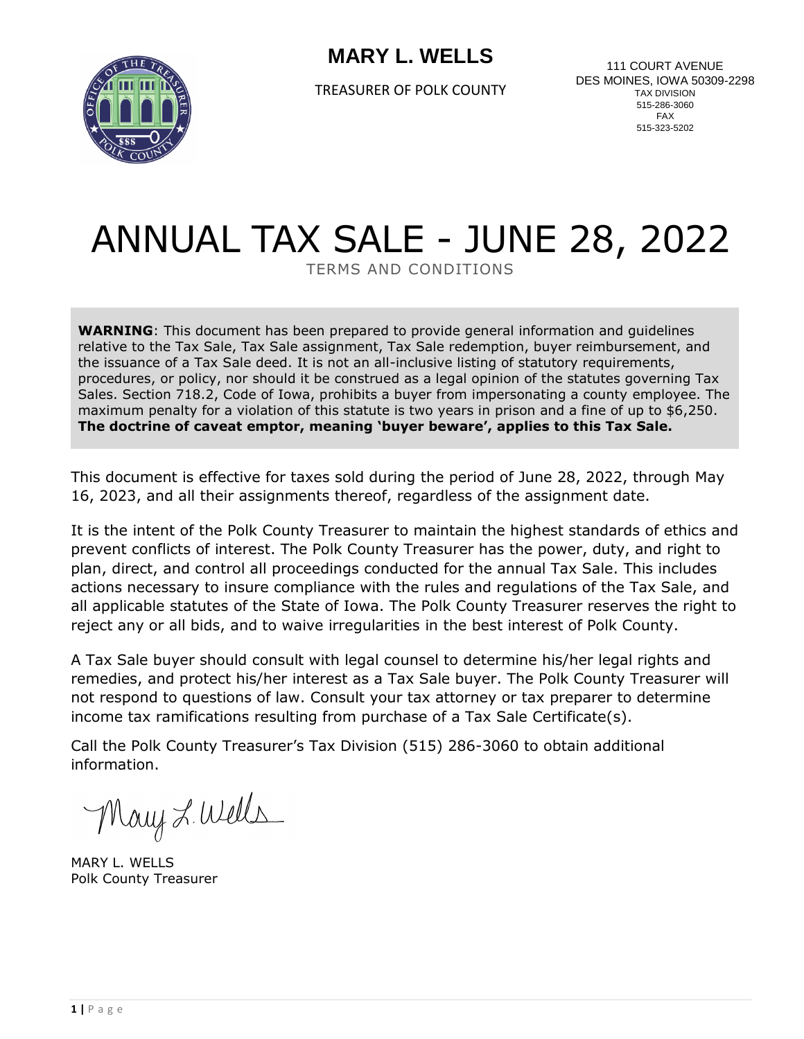**MARY L. WELLS**

TREASURER OF POLK COUNTY

111 COURT AVENUE
DES MOINES, IOWA 50309-2298
TAX DIVISION
515-286-3060
FAX
515-323-5202

# ANNUAL TAX SALE - JUNE 28, 2022

TERMS AND CONDITIONS

**WARNING**: This document has been prepared to provide general information and guidelines relative to the Tax Sale, Tax Sale assignment, Tax Sale redemption, buyer reimbursement, and the issuance of a Tax Sale deed. It is not an all-inclusive listing of statutory requirements, procedures, or policy, nor should it be construed as a legal opinion of the statutes governing Tax Sales. Section 718.2, Code of Iowa, prohibits a buyer from impersonating a county employee. The maximum penalty for a violation of this statute is two years in prison and a fine of up to $6,250. **The doctrine of caveat emptor, meaning 'buyer beware', applies to this Tax Sale.**

This document is effective for taxes sold during the period of June 28, 2022, through May 16, 2023, and all their assignments thereof, regardless of the assignment date.

It is the intent of the Polk County Treasurer to maintain the highest standards of ethics and prevent conflicts of interest. The Polk County Treasurer has the power, duty, and right to plan, direct, and control all proceedings conducted for the annual Tax Sale. This includes actions necessary to insure compliance with the rules and regulations of the Tax Sale, and all applicable statutes of the State of Iowa. The Polk County Treasurer reserves the right to reject any or all bids, and to waive irregularities in the best interest of Polk County.

A Tax Sale buyer should consult with legal counsel to determine his/her legal rights and remedies, and protect his/her interest as a Tax Sale buyer. The Polk County Treasurer will not respond to questions of law. Consult your tax attorney or tax preparer to determine income tax ramifications resulting from purchase of a Tax Sale Certificate(s).

Call the Polk County Treasurer's Tax Division (515) 286-3060 to obtain additional information.

Mary L. Wells

MARY L. WELLS
Polk County Treasurer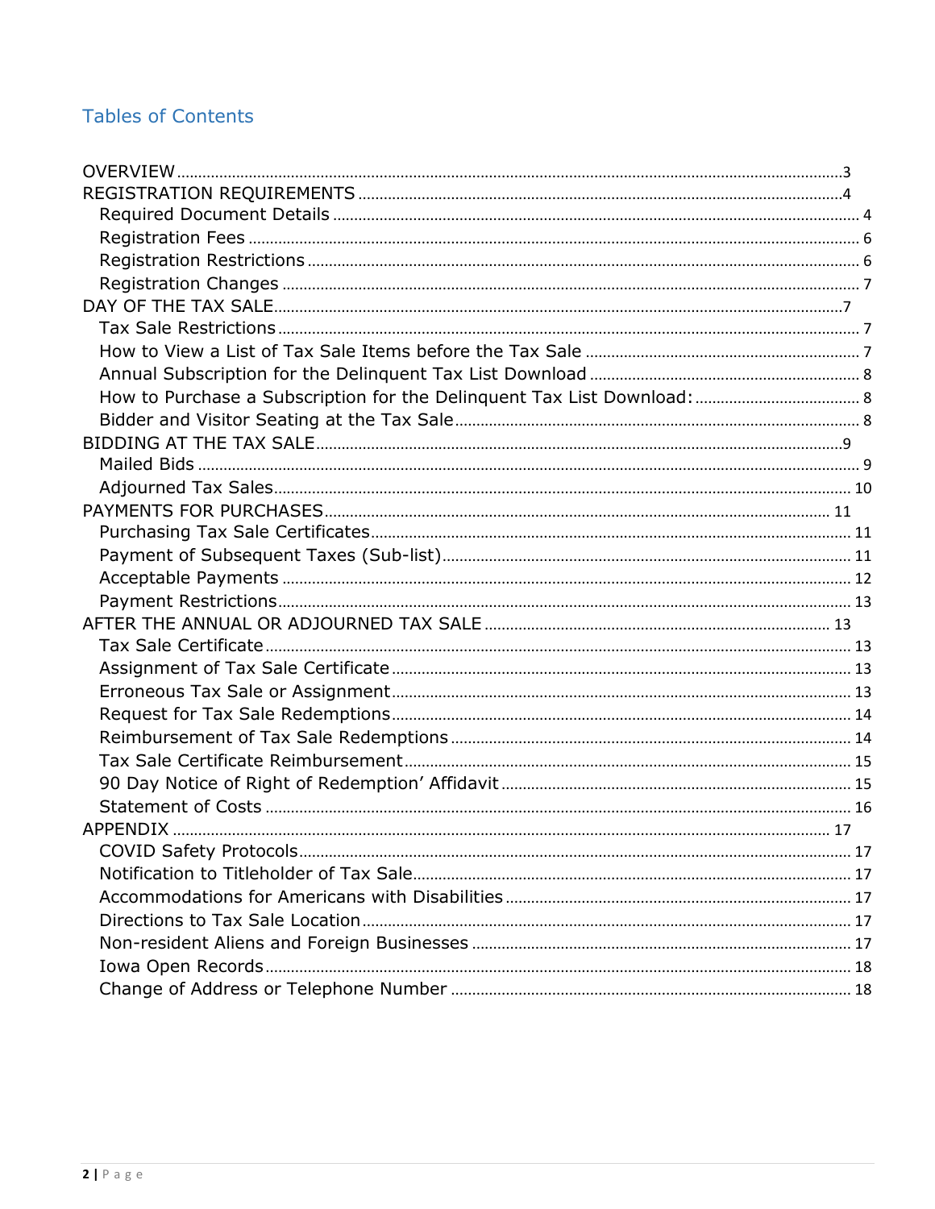## Tables of Contents

- OVERVIEW ........ 3
- REGISTRATION REQUIREMENTS ........ 4
  - Required Document Details ........ 4
  - Registration Fees ........ 6
  - Registration Restrictions ........ 6
  - Registration Changes ........ 7
- DAY OF THE TAX SALE ........ 7
  - Tax Sale Restrictions ........ 7
  - How to View a List of Tax Sale Items before the Tax Sale ........ 7
  - Annual Subscription for the Delinquent Tax List Download ........ 8
  - How to Purchase a Subscription for the Delinquent Tax List Download: ........ 8
  - Bidder and Visitor Seating at the Tax Sale ........ 8
- BIDDING AT THE TAX SALE ........ 9
  - Mailed Bids ........ 9
  - Adjourned Tax Sales ........ 10
- PAYMENTS FOR PURCHASES ........ 11
  - Purchasing Tax Sale Certificates ........ 11
  - Payment of Subsequent Taxes (Sub-list) ........ 11
  - Acceptable Payments ........ 12
  - Payment Restrictions ........ 13
- AFTER THE ANNUAL OR ADJOURNED TAX SALE ........ 13
  - Tax Sale Certificate ........ 13
  - Assignment of Tax Sale Certificate ........ 13
  - Erroneous Tax Sale or Assignment ........ 13
  - Request for Tax Sale Redemptions ........ 14
  - Reimbursement of Tax Sale Redemptions ........ 14
  - Tax Sale Certificate Reimbursement ........ 15
  - 90 Day Notice of Right of Redemption' Affidavit ........ 15
  - Statement of Costs ........ 16
- APPENDIX ........ 17
  - COVID Safety Protocols ........ 17
  - Notification to Titleholder of Tax Sale ........ 17
  - Accommodations for Americans with Disabilities ........ 17
  - Directions to Tax Sale Location ........ 17
  - Non-resident Aliens and Foreign Businesses ........ 17
  - Iowa Open Records ........ 18
  - Change of Address or Telephone Number ........ 18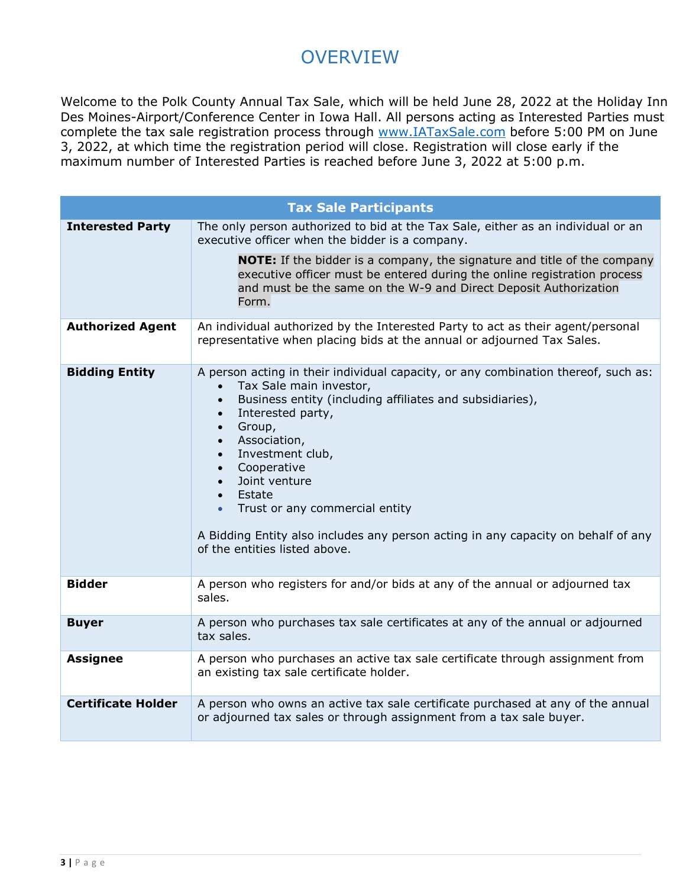# OVERVIEW

Welcome to the Polk County Annual Tax Sale, which will be held June 28, 2022 at the Holiday Inn Des Moines-Airport/Conference Center in Iowa Hall. All persons acting as Interested Parties must complete the tax sale registration process through www.IATaxSale.com before 5:00 PM on June 3, 2022, at which time the registration period will close. Registration will close early if the maximum number of Interested Parties is reached before June 3, 2022 at 5:00 p.m.

| Tax Sale Participants | |
|---|---|
| **Interested Party** | The only person authorized to bid at the Tax Sale, either as an individual or an executive officer when the bidder is a company.<br><br>**NOTE:** If the bidder is a company, the signature and title of the company executive officer must be entered during the online registration process and must be the same on the W-9 and Direct Deposit Authorization Form. |
| **Authorized Agent** | An individual authorized by the Interested Party to act as their agent/personal representative when placing bids at the annual or adjourned Tax Sales. |
| **Bidding Entity** | A person acting in their individual capacity, or any combination thereof, such as:<br>• Tax Sale main investor,<br>• Business entity (including affiliates and subsidiaries),<br>• Interested party,<br>• Group,<br>• Association,<br>• Investment club,<br>• Cooperative<br>• Joint venture<br>• Estate<br>• Trust or any commercial entity<br><br>A Bidding Entity also includes any person acting in any capacity on behalf of any of the entities listed above. |
| **Bidder** | A person who registers for and/or bids at any of the annual or adjourned tax sales. |
| **Buyer** | A person who purchases tax sale certificates at any of the annual or adjourned tax sales. |
| **Assignee** | A person who purchases an active tax sale certificate through assignment from an existing tax sale certificate holder. |
| **Certificate Holder** | A person who owns an active tax sale certificate purchased at any of the annual or adjourned tax sales or through assignment from a tax sale buyer. |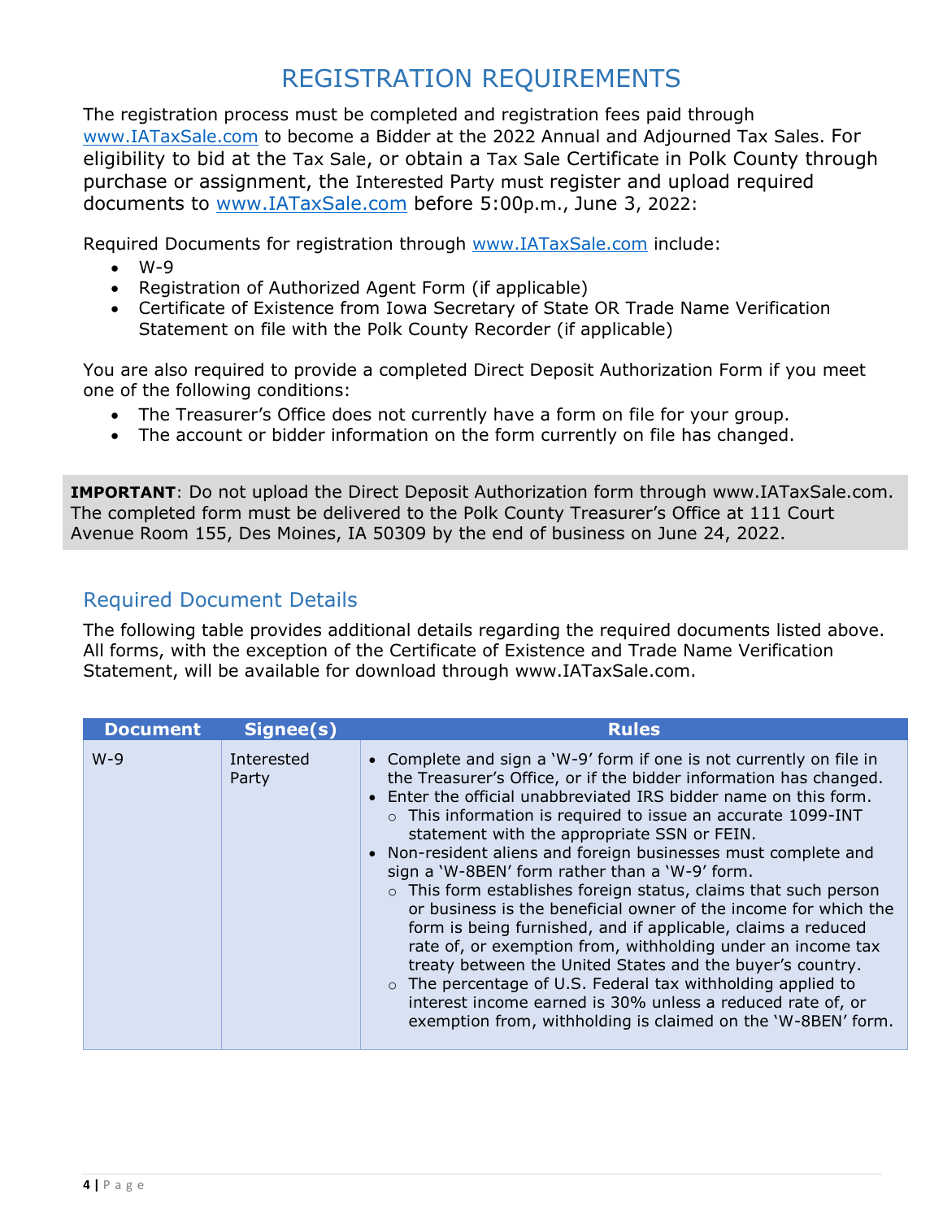# REGISTRATION REQUIREMENTS

The registration process must be completed and registration fees paid through www.IATaxSale.com to become a Bidder at the 2022 Annual and Adjourned Tax Sales. For eligibility to bid at the Tax Sale, or obtain a Tax Sale Certificate in Polk County through purchase or assignment, the Interested Party must register and upload required documents to www.IATaxSale.com before 5:00p.m., June 3, 2022:

Required Documents for registration through www.IATaxSale.com include:

- W-9
- Registration of Authorized Agent Form (if applicable)
- Certificate of Existence from Iowa Secretary of State OR Trade Name Verification Statement on file with the Polk County Recorder (if applicable)

You are also required to provide a completed Direct Deposit Authorization Form if you meet one of the following conditions:

- The Treasurer's Office does not currently have a form on file for your group.
- The account or bidder information on the form currently on file has changed.

**IMPORTANT**: Do not upload the Direct Deposit Authorization form through www.IATaxSale.com. The completed form must be delivered to the Polk County Treasurer's Office at 111 Court Avenue Room 155, Des Moines, IA 50309 by the end of business on June 24, 2022.

## Required Document Details

The following table provides additional details regarding the required documents listed above. All forms, with the exception of the Certificate of Existence and Trade Name Verification Statement, will be available for download through www.IATaxSale.com.

| Document | Signee(s) | Rules |
|---|---|---|
| W-9 | Interested Party | • Complete and sign a 'W-9' form if one is not currently on file in the Treasurer's Office, or if the bidder information has changed.<br>• Enter the official unabbreviated IRS bidder name on this form.<br>  ○ This information is required to issue an accurate 1099-INT statement with the appropriate SSN or FEIN.<br>• Non-resident aliens and foreign businesses must complete and sign a 'W-8BEN' form rather than a 'W-9' form.<br>  ○ This form establishes foreign status, claims that such person or business is the beneficial owner of the income for which the form is being furnished, and if applicable, claims a reduced rate of, or exemption from, withholding under an income tax treaty between the United States and the buyer's country.<br>  ○ The percentage of U.S. Federal tax withholding applied to interest income earned is 30% unless a reduced rate of, or exemption from, withholding is claimed on the 'W-8BEN' form. |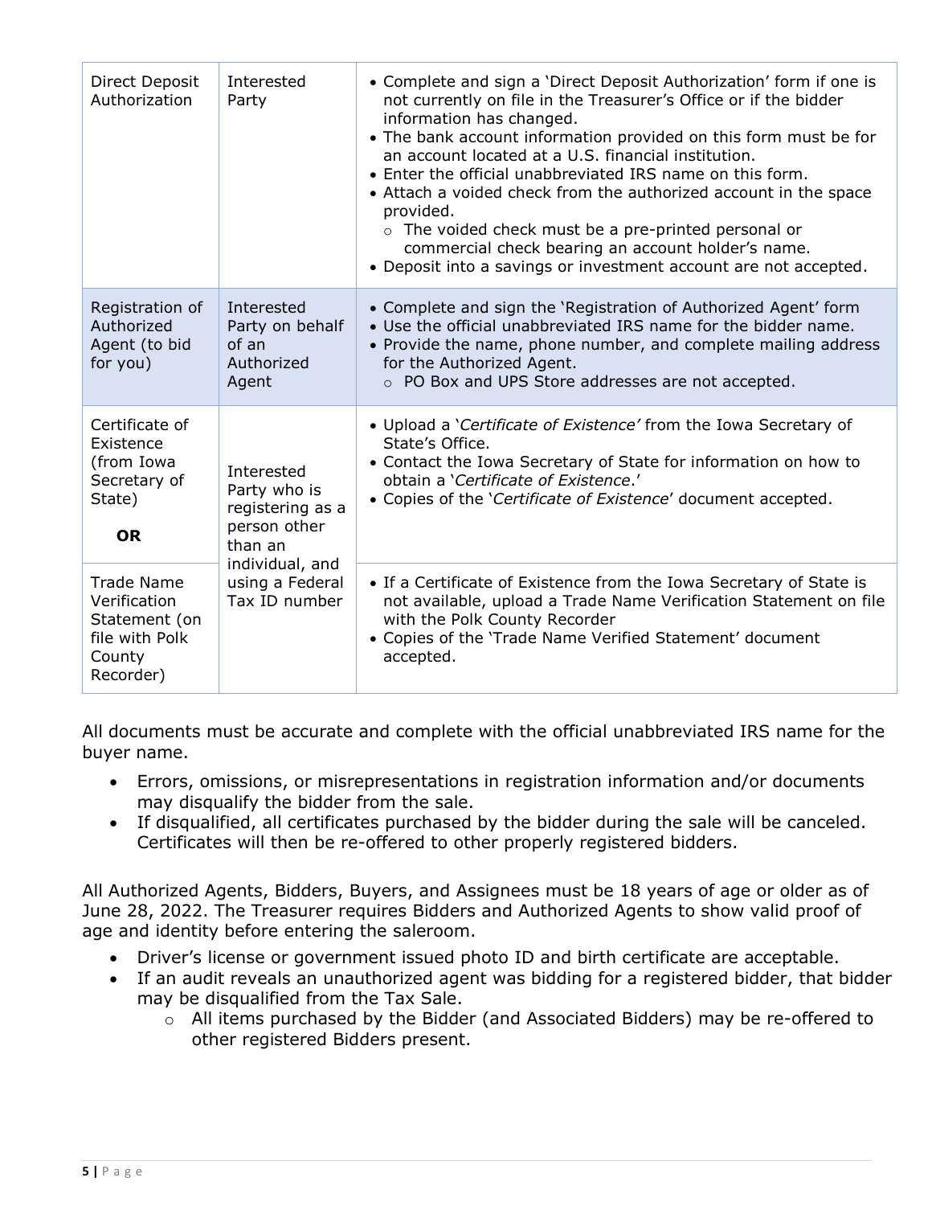| | | |
|---|---|---|
| Direct Deposit Authorization | Interested Party | • Complete and sign a 'Direct Deposit Authorization' form if one is not currently on file in the Treasurer's Office or if the bidder information has changed.<br>• The bank account information provided on this form must be for an account located at a U.S. financial institution.<br>• Enter the official unabbreviated IRS name on this form.<br>• Attach a voided check from the authorized account in the space provided.<br>  ○ The voided check must be a pre-printed personal or commercial check bearing an account holder's name.<br>• Deposit into a savings or investment account are not accepted. |
| Registration of Authorized Agent (to bid for you) | Interested Party on behalf of an Authorized Agent | • Complete and sign the 'Registration of Authorized Agent' form<br>• Use the official unabbreviated IRS name for the bidder name.<br>• Provide the name, phone number, and complete mailing address for the Authorized Agent.<br>  ○ PO Box and UPS Store addresses are not accepted. |
| Certificate of Existence (from Iowa Secretary of State)<br><br>**OR** | Interested Party who is registering as a person other than an individual, and using a Federal Tax ID number | • Upload a '*Certificate of Existence'* from the Iowa Secretary of State's Office.<br>• Contact the Iowa Secretary of State for information on how to obtain a '*Certificate of Existence*.'<br>• Copies of the '*Certificate of Existence*' document accepted. |
| Trade Name Verification Statement (on file with Polk County Recorder) | | • If a Certificate of Existence from the Iowa Secretary of State is not available, upload a Trade Name Verification Statement on file with the Polk County Recorder<br>• Copies of the 'Trade Name Verified Statement' document accepted. |

All documents must be accurate and complete with the official unabbreviated IRS name for the buyer name.

- Errors, omissions, or misrepresentations in registration information and/or documents may disqualify the bidder from the sale.
- If disqualified, all certificates purchased by the bidder during the sale will be canceled. Certificates will then be re-offered to other properly registered bidders.

All Authorized Agents, Bidders, Buyers, and Assignees must be 18 years of age or older as of June 28, 2022. The Treasurer requires Bidders and Authorized Agents to show valid proof of age and identity before entering the saleroom.

- Driver's license or government issued photo ID and birth certificate are acceptable.
- If an audit reveals an unauthorized agent was bidding for a registered bidder, that bidder may be disqualified from the Tax Sale.
  - All items purchased by the Bidder (and Associated Bidders) may be re-offered to other registered Bidders present.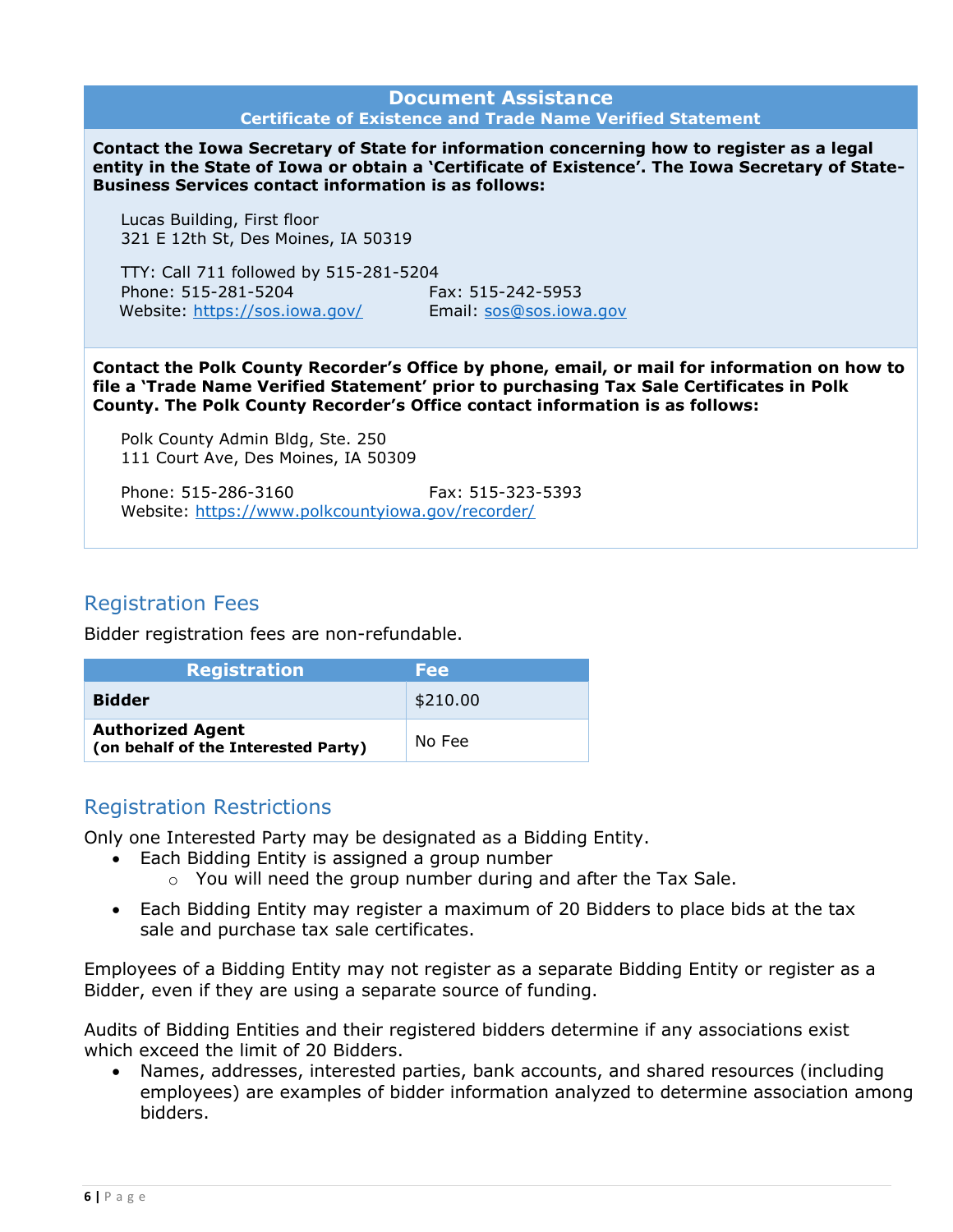## Document Assistance
### Certificate of Existence and Trade Name Verified Statement

**Contact the Iowa Secretary of State for information concerning how to register as a legal entity in the State of Iowa or obtain a 'Certificate of Existence'. The Iowa Secretary of State-Business Services contact information is as follows:**

Lucas Building, First floor
321 E 12th St, Des Moines, IA 50319

TTY: Call 711 followed by 515-281-5204
Phone: 515-281-5204
Fax: 515-242-5953
Website: https://sos.iowa.gov/
Email: sos@sos.iowa.gov

**Contact the Polk County Recorder's Office by phone, email, or mail for information on how to file a 'Trade Name Verified Statement' prior to purchasing Tax Sale Certificates in Polk County. The Polk County Recorder's Office contact information is as follows:**

Polk County Admin Bldg, Ste. 250
111 Court Ave, Des Moines, IA 50309

Phone: 515-286-3160
Fax: 515-323-5393
Website: https://www.polkcountyiowa.gov/recorder/

## Registration Fees

Bidder registration fees are non-refundable.

| Registration | Fee |
|---|---|
| **Bidder** | $210.00 |
| **Authorized Agent (on behalf of the Interested Party)** | No Fee |

## Registration Restrictions

Only one Interested Party may be designated as a Bidding Entity.

- Each Bidding Entity is assigned a group number
  - You will need the group number during and after the Tax Sale.
- Each Bidding Entity may register a maximum of 20 Bidders to place bids at the tax sale and purchase tax sale certificates.

Employees of a Bidding Entity may not register as a separate Bidding Entity or register as a Bidder, even if they are using a separate source of funding.

Audits of Bidding Entities and their registered bidders determine if any associations exist which exceed the limit of 20 Bidders.

- Names, addresses, interested parties, bank accounts, and shared resources (including employees) are examples of bidder information analyzed to determine association among bidders.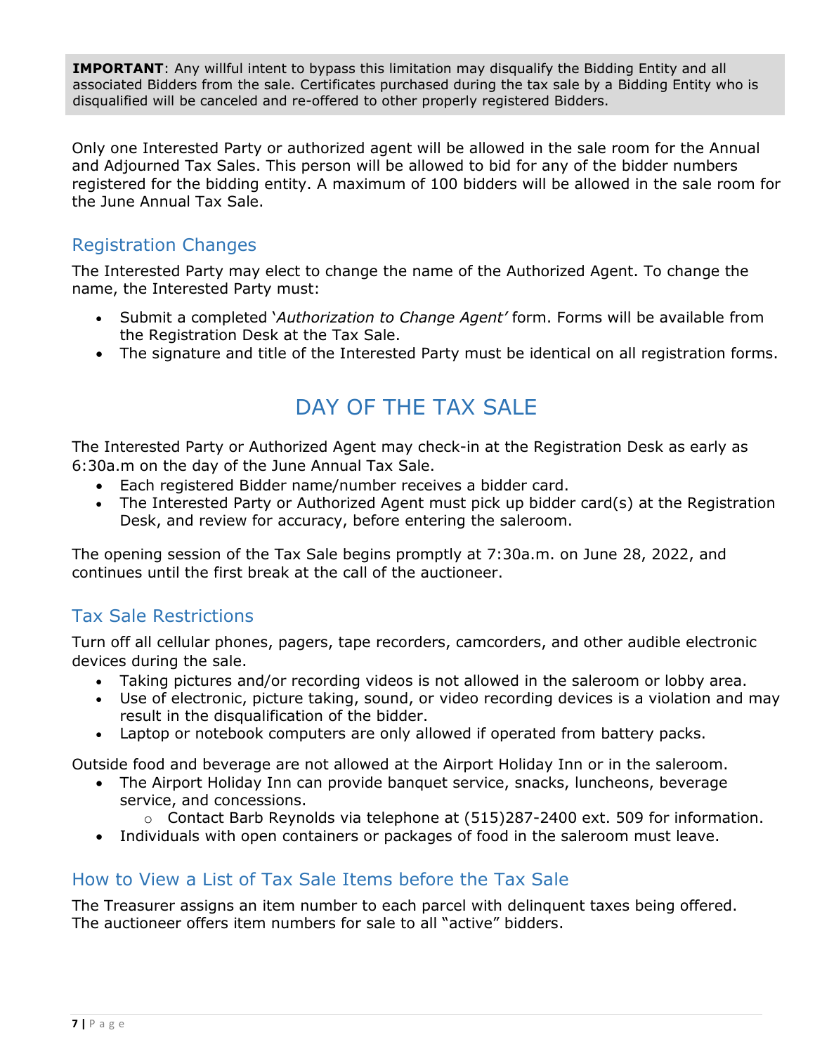> **IMPORTANT**: Any willful intent to bypass this limitation may disqualify the Bidding Entity and all associated Bidders from the sale. Certificates purchased during the tax sale by a Bidding Entity who is disqualified will be canceled and re-offered to other properly registered Bidders.

Only one Interested Party or authorized agent will be allowed in the sale room for the Annual and Adjourned Tax Sales. This person will be allowed to bid for any of the bidder numbers registered for the bidding entity. A maximum of 100 bidders will be allowed in the sale room for the June Annual Tax Sale.

## Registration Changes

The Interested Party may elect to change the name of the Authorized Agent. To change the name, the Interested Party must:

- Submit a completed '*Authorization to Change Agent'* form. Forms will be available from the Registration Desk at the Tax Sale.
- The signature and title of the Interested Party must be identical on all registration forms.

# DAY OF THE TAX SALE

The Interested Party or Authorized Agent may check-in at the Registration Desk as early as 6:30a.m on the day of the June Annual Tax Sale.

- Each registered Bidder name/number receives a bidder card.
- The Interested Party or Authorized Agent must pick up bidder card(s) at the Registration Desk, and review for accuracy, before entering the saleroom.

The opening session of the Tax Sale begins promptly at 7:30a.m. on June 28, 2022, and continues until the first break at the call of the auctioneer.

## Tax Sale Restrictions

Turn off all cellular phones, pagers, tape recorders, camcorders, and other audible electronic devices during the sale.

- Taking pictures and/or recording videos is not allowed in the saleroom or lobby area.
- Use of electronic, picture taking, sound, or video recording devices is a violation and may result in the disqualification of the bidder.
- Laptop or notebook computers are only allowed if operated from battery packs.

Outside food and beverage are not allowed at the Airport Holiday Inn or in the saleroom.

- The Airport Holiday Inn can provide banquet service, snacks, luncheons, beverage service, and concessions.
  - Contact Barb Reynolds via telephone at (515)287-2400 ext. 509 for information.
- Individuals with open containers or packages of food in the saleroom must leave.

## How to View a List of Tax Sale Items before the Tax Sale

The Treasurer assigns an item number to each parcel with delinquent taxes being offered. The auctioneer offers item numbers for sale to all "active" bidders.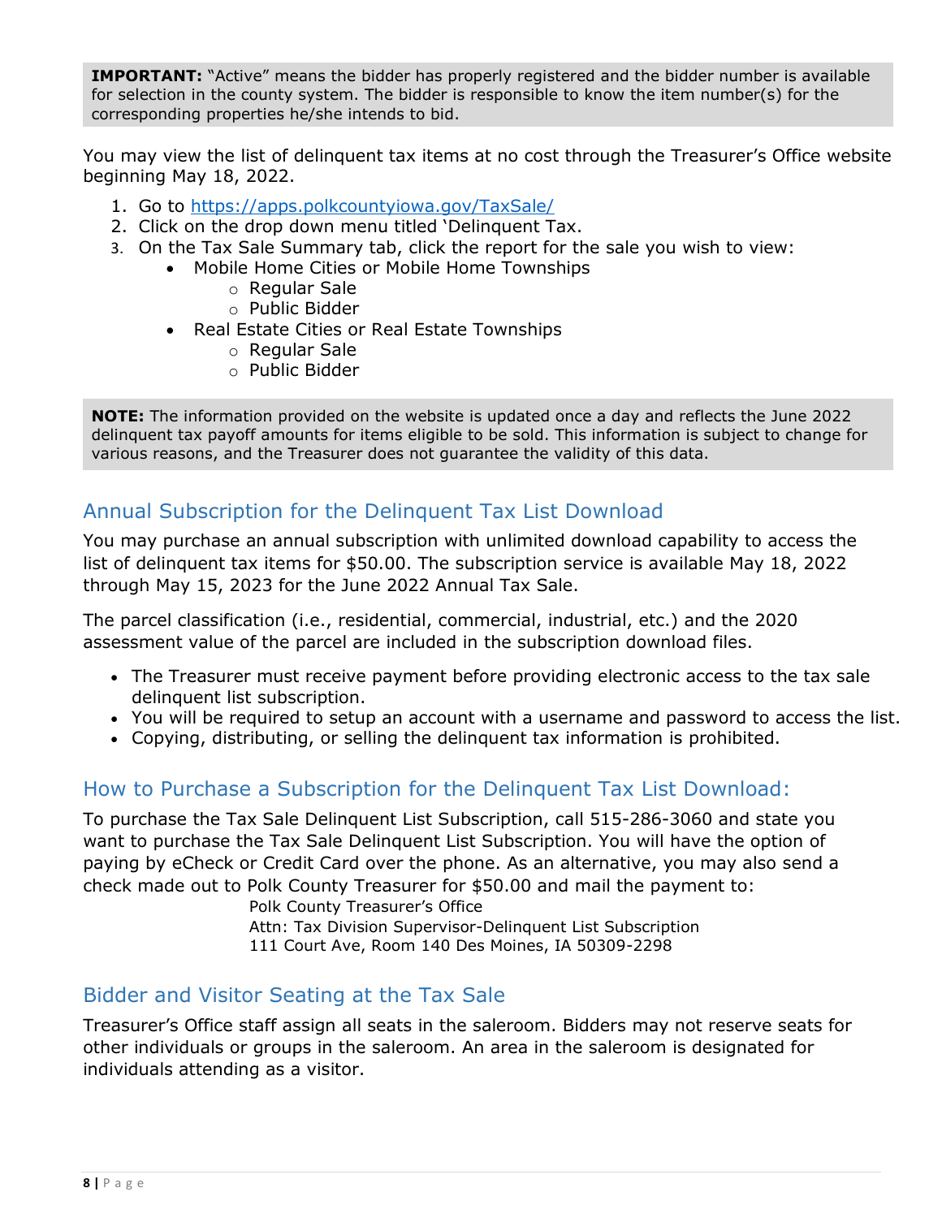**IMPORTANT:** "Active" means the bidder has properly registered and the bidder number is available for selection in the county system. The bidder is responsible to know the item number(s) for the corresponding properties he/she intends to bid.

You may view the list of delinquent tax items at no cost through the Treasurer's Office website beginning May 18, 2022.

1. Go to [https://apps.polkcountyiowa.gov/TaxSale/](https://apps.polkcountyiowa.gov/TaxSale/)
2. Click on the drop down menu titled 'Delinquent Tax.
3. On the Tax Sale Summary tab, click the report for the sale you wish to view:
    - Mobile Home Cities or Mobile Home Townships
        - Regular Sale
        - Public Bidder
    - Real Estate Cities or Real Estate Townships
        - Regular Sale
        - Public Bidder

**NOTE:** The information provided on the website is updated once a day and reflects the June 2022 delinquent tax payoff amounts for items eligible to be sold. This information is subject to change for various reasons, and the Treasurer does not guarantee the validity of this data.

## Annual Subscription for the Delinquent Tax List Download

You may purchase an annual subscription with unlimited download capability to access the list of delinquent tax items for $50.00. The subscription service is available May 18, 2022 through May 15, 2023 for the June 2022 Annual Tax Sale.

The parcel classification (i.e., residential, commercial, industrial, etc.) and the 2020 assessment value of the parcel are included in the subscription download files.

- The Treasurer must receive payment before providing electronic access to the tax sale delinquent list subscription.
- You will be required to setup an account with a username and password to access the list.
- Copying, distributing, or selling the delinquent tax information is prohibited.

## How to Purchase a Subscription for the Delinquent Tax List Download:

To purchase the Tax Sale Delinquent List Subscription, call 515-286-3060 and state you want to purchase the Tax Sale Delinquent List Subscription. You will have the option of paying by eCheck or Credit Card over the phone. As an alternative, you may also send a check made out to Polk County Treasurer for $50.00 and mail the payment to:

Polk County Treasurer's Office
Attn: Tax Division Supervisor-Delinquent List Subscription
111 Court Ave, Room 140 Des Moines, IA 50309-2298

## Bidder and Visitor Seating at the Tax Sale

Treasurer's Office staff assign all seats in the saleroom. Bidders may not reserve seats for other individuals or groups in the saleroom. An area in the saleroom is designated for individuals attending as a visitor.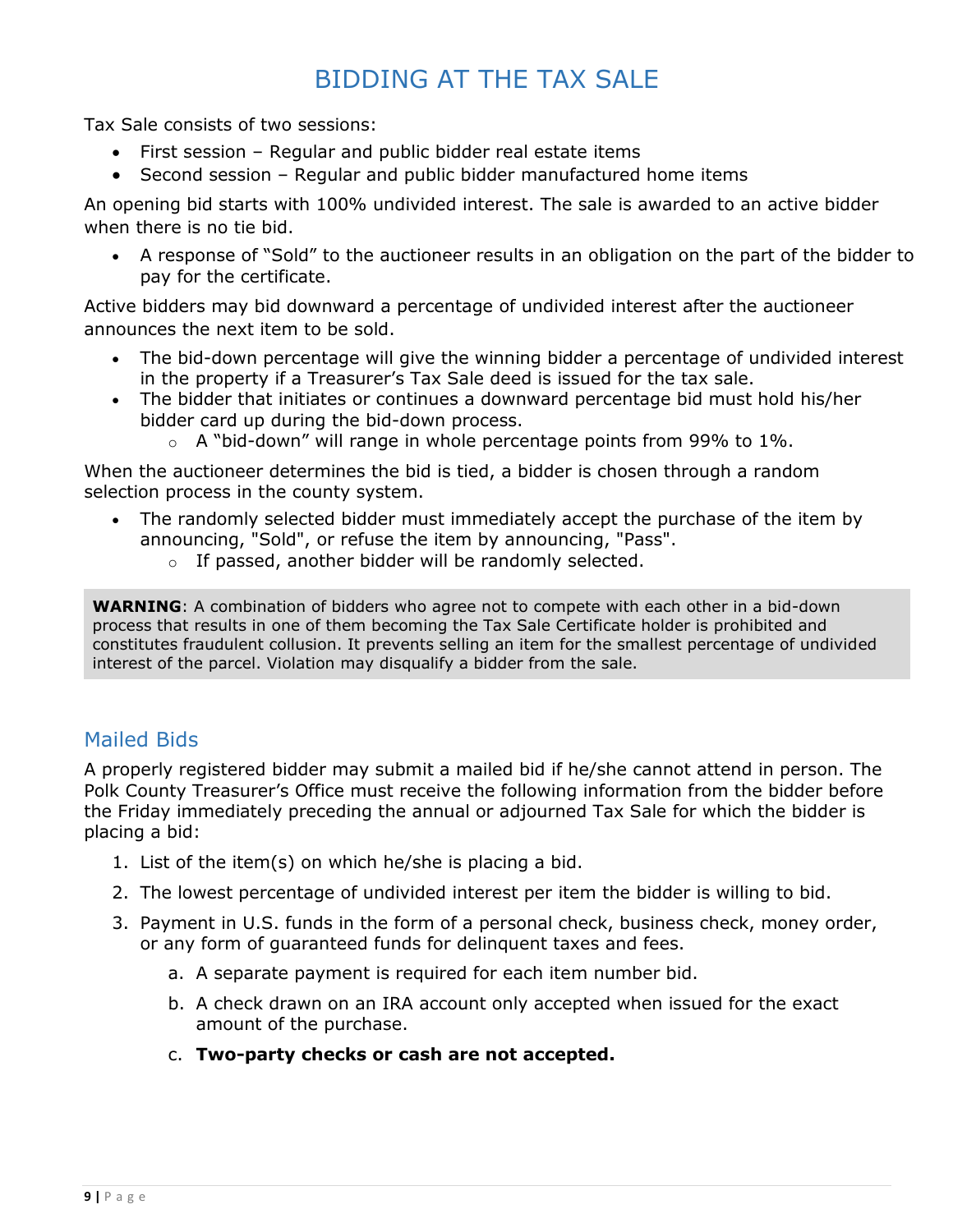# BIDDING AT THE TAX SALE

Tax Sale consists of two sessions:

- First session – Regular and public bidder real estate items
- Second session – Regular and public bidder manufactured home items

An opening bid starts with 100% undivided interest. The sale is awarded to an active bidder when there is no tie bid.

- A response of "Sold" to the auctioneer results in an obligation on the part of the bidder to pay for the certificate.

Active bidders may bid downward a percentage of undivided interest after the auctioneer announces the next item to be sold.

- The bid-down percentage will give the winning bidder a percentage of undivided interest in the property if a Treasurer's Tax Sale deed is issued for the tax sale.
- The bidder that initiates or continues a downward percentage bid must hold his/her bidder card up during the bid-down process.
  - A "bid-down" will range in whole percentage points from 99% to 1%.

When the auctioneer determines the bid is tied, a bidder is chosen through a random selection process in the county system.

- The randomly selected bidder must immediately accept the purchase of the item by announcing, "Sold", or refuse the item by announcing, "Pass".
  - If passed, another bidder will be randomly selected.

> **WARNING**: A combination of bidders who agree not to compete with each other in a bid-down process that results in one of them becoming the Tax Sale Certificate holder is prohibited and constitutes fraudulent collusion. It prevents selling an item for the smallest percentage of undivided interest of the parcel. Violation may disqualify a bidder from the sale.

## Mailed Bids

A properly registered bidder may submit a mailed bid if he/she cannot attend in person. The Polk County Treasurer's Office must receive the following information from the bidder before the Friday immediately preceding the annual or adjourned Tax Sale for which the bidder is placing a bid:

1. List of the item(s) on which he/she is placing a bid.
2. The lowest percentage of undivided interest per item the bidder is willing to bid.
3. Payment in U.S. funds in the form of a personal check, business check, money order, or any form of guaranteed funds for delinquent taxes and fees.
   a. A separate payment is required for each item number bid.
   b. A check drawn on an IRA account only accepted when issued for the exact amount of the purchase.
   c. **Two-party checks or cash are not accepted.**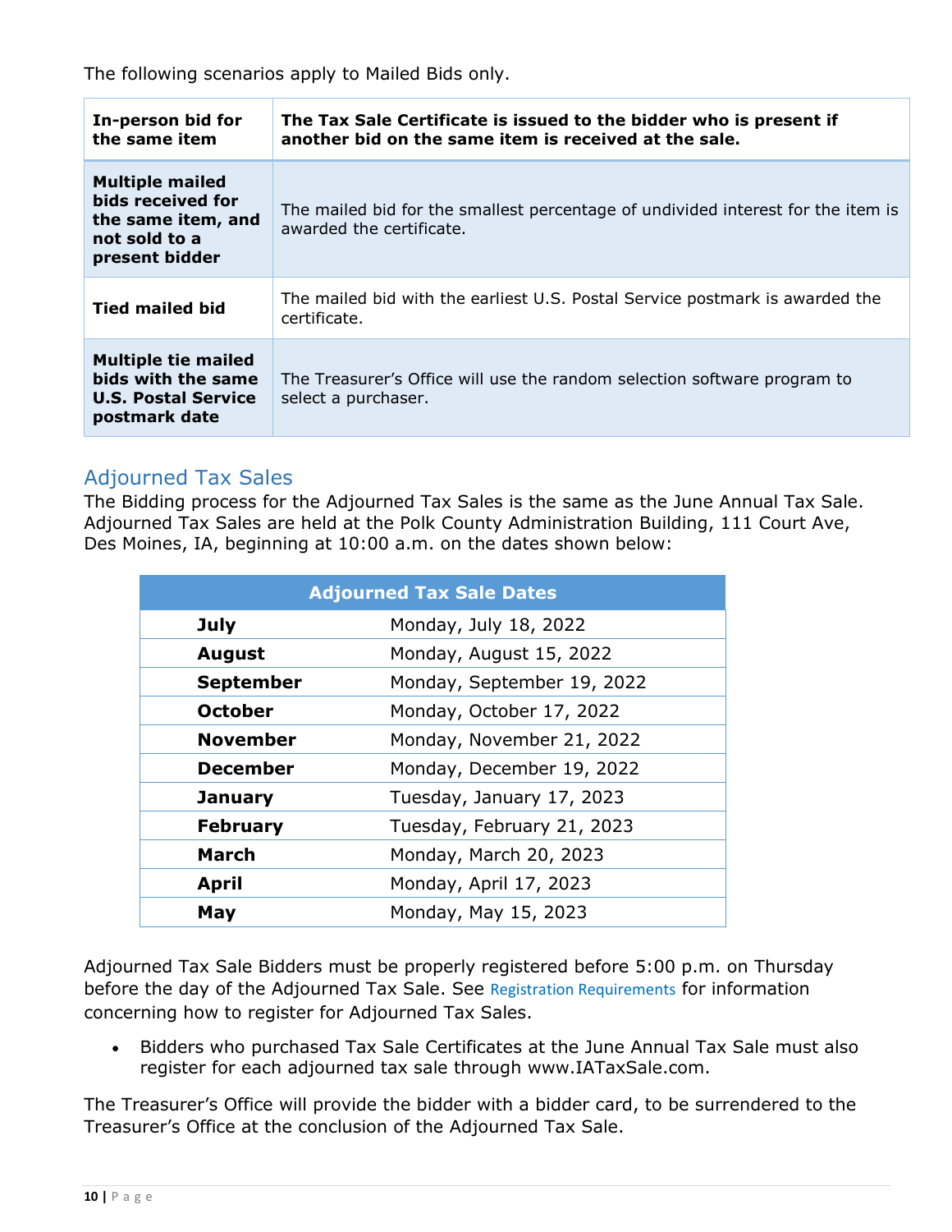The following scenarios apply to Mailed Bids only.

| **In-person bid for the same item** | **The Tax Sale Certificate is issued to the bidder who is present if another bid on the same item is received at the sale.** |
|---|---|
| **Multiple mailed bids received for the same item, and not sold to a present bidder** | The mailed bid for the smallest percentage of undivided interest for the item is awarded the certificate. |
| **Tied mailed bid** | The mailed bid with the earliest U.S. Postal Service postmark is awarded the certificate. |
| **Multiple tie mailed bids with the same U.S. Postal Service postmark date** | The Treasurer's Office will use the random selection software program to select a purchaser. |

## Adjourned Tax Sales

The Bidding process for the Adjourned Tax Sales is the same as the June Annual Tax Sale. Adjourned Tax Sales are held at the Polk County Administration Building, 111 Court Ave, Des Moines, IA, beginning at 10:00 a.m. on the dates shown below:

| **Adjourned Tax Sale Dates** | |
|---|---|
| **July** | Monday, July 18, 2022 |
| **August** | Monday, August 15, 2022 |
| **September** | Monday, September 19, 2022 |
| **October** | Monday, October 17, 2022 |
| **November** | Monday, November 21, 2022 |
| **December** | Monday, December 19, 2022 |
| **January** | Tuesday, January 17, 2023 |
| **February** | Tuesday, February 21, 2023 |
| **March** | Monday, March 20, 2023 |
| **April** | Monday, April 17, 2023 |
| **May** | Monday, May 15, 2023 |

Adjourned Tax Sale Bidders must be properly registered before 5:00 p.m. on Thursday before the day of the Adjourned Tax Sale. See Registration Requirements for information concerning how to register for Adjourned Tax Sales.

- Bidders who purchased Tax Sale Certificates at the June Annual Tax Sale must also register for each adjourned tax sale through www.IATaxSale.com.

The Treasurer's Office will provide the bidder with a bidder card, to be surrendered to the Treasurer's Office at the conclusion of the Adjourned Tax Sale.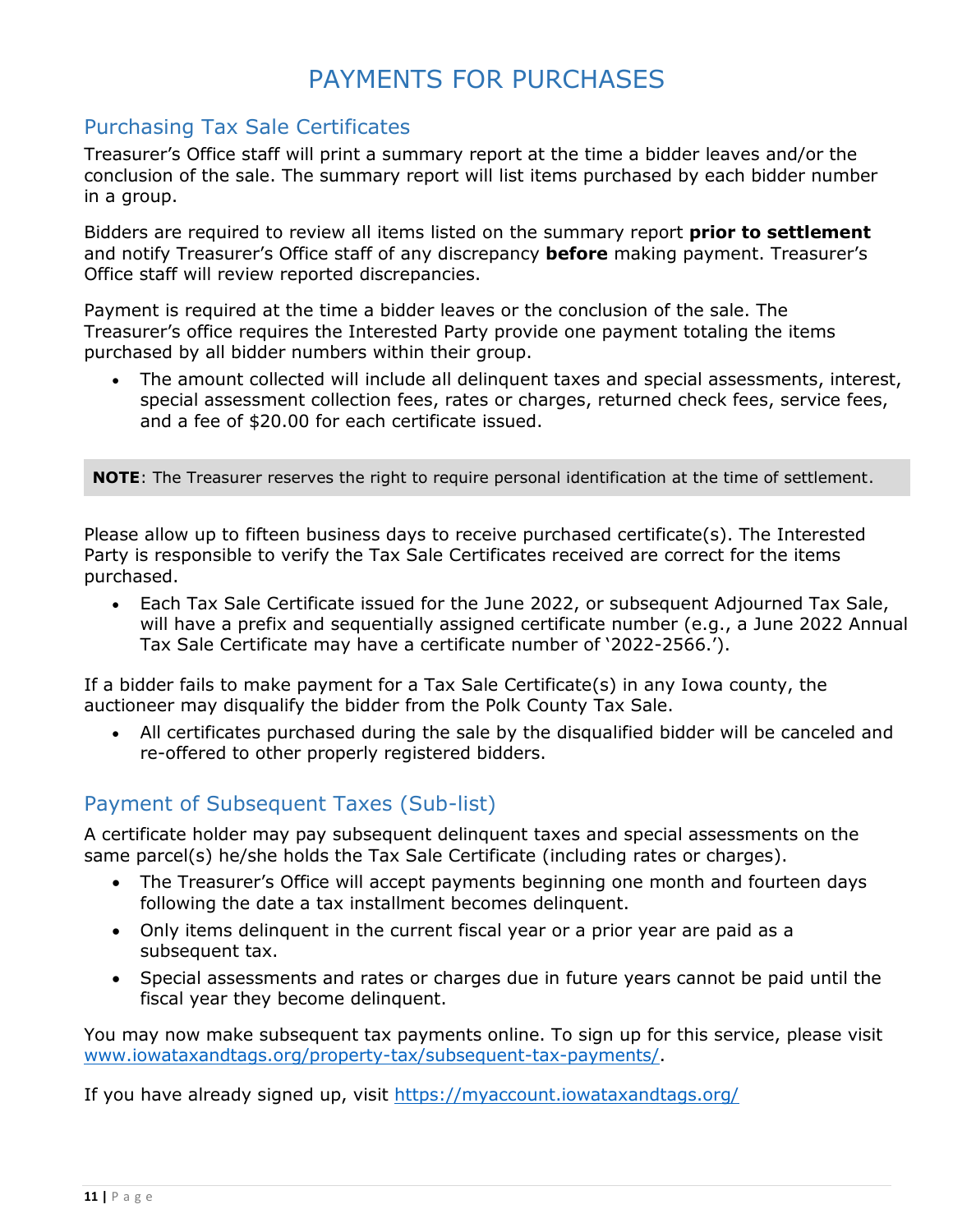# PAYMENTS FOR PURCHASES

## Purchasing Tax Sale Certificates

Treasurer's Office staff will print a summary report at the time a bidder leaves and/or the conclusion of the sale. The summary report will list items purchased by each bidder number in a group.

Bidders are required to review all items listed on the summary report **prior to settlement** and notify Treasurer's Office staff of any discrepancy **before** making payment. Treasurer's Office staff will review reported discrepancies.

Payment is required at the time a bidder leaves or the conclusion of the sale. The Treasurer's office requires the Interested Party provide one payment totaling the items purchased by all bidder numbers within their group.

- The amount collected will include all delinquent taxes and special assessments, interest, special assessment collection fees, rates or charges, returned check fees, service fees, and a fee of $20.00 for each certificate issued.

**NOTE**: The Treasurer reserves the right to require personal identification at the time of settlement.

Please allow up to fifteen business days to receive purchased certificate(s). The Interested Party is responsible to verify the Tax Sale Certificates received are correct for the items purchased.

- Each Tax Sale Certificate issued for the June 2022, or subsequent Adjourned Tax Sale, will have a prefix and sequentially assigned certificate number (e.g., a June 2022 Annual Tax Sale Certificate may have a certificate number of '2022-2566.').

If a bidder fails to make payment for a Tax Sale Certificate(s) in any Iowa county, the auctioneer may disqualify the bidder from the Polk County Tax Sale.

- All certificates purchased during the sale by the disqualified bidder will be canceled and re-offered to other properly registered bidders.

## Payment of Subsequent Taxes (Sub-list)

A certificate holder may pay subsequent delinquent taxes and special assessments on the same parcel(s) he/she holds the Tax Sale Certificate (including rates or charges).

- The Treasurer's Office will accept payments beginning one month and fourteen days following the date a tax installment becomes delinquent.
- Only items delinquent in the current fiscal year or a prior year are paid as a subsequent tax.
- Special assessments and rates or charges due in future years cannot be paid until the fiscal year they become delinquent.

You may now make subsequent tax payments online. To sign up for this service, please visit www.iowataxandtags.org/property-tax/subsequent-tax-payments/.

If you have already signed up, visit https://myaccount.iowataxandtags.org/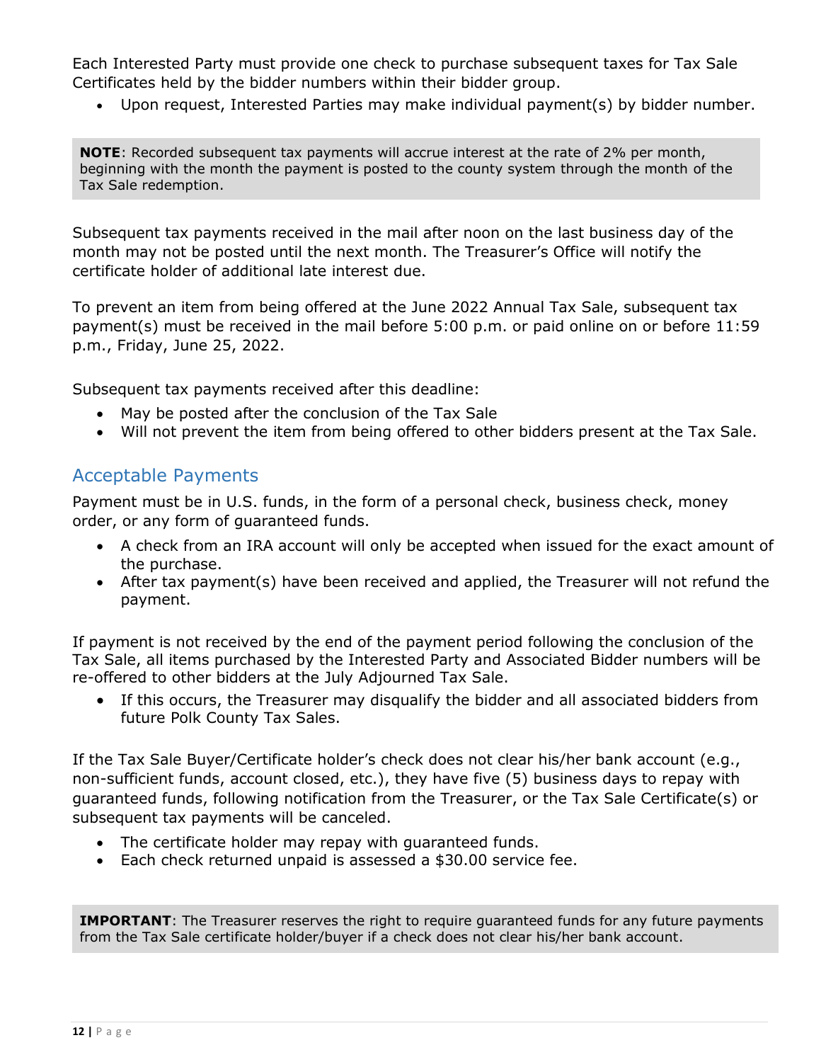Each Interested Party must provide one check to purchase subsequent taxes for Tax Sale Certificates held by the bidder numbers within their bidder group.

- Upon request, Interested Parties may make individual payment(s) by bidder number.

> **NOTE**: Recorded subsequent tax payments will accrue interest at the rate of 2% per month, beginning with the month the payment is posted to the county system through the month of the Tax Sale redemption.

Subsequent tax payments received in the mail after noon on the last business day of the month may not be posted until the next month. The Treasurer's Office will notify the certificate holder of additional late interest due.

To prevent an item from being offered at the June 2022 Annual Tax Sale, subsequent tax payment(s) must be received in the mail before 5:00 p.m. or paid online on or before 11:59 p.m., Friday, June 25, 2022.

Subsequent tax payments received after this deadline:

- May be posted after the conclusion of the Tax Sale
- Will not prevent the item from being offered to other bidders present at the Tax Sale.

## Acceptable Payments

Payment must be in U.S. funds, in the form of a personal check, business check, money order, or any form of guaranteed funds.

- A check from an IRA account will only be accepted when issued for the exact amount of the purchase.
- After tax payment(s) have been received and applied, the Treasurer will not refund the payment.

If payment is not received by the end of the payment period following the conclusion of the Tax Sale, all items purchased by the Interested Party and Associated Bidder numbers will be re-offered to other bidders at the July Adjourned Tax Sale.

- If this occurs, the Treasurer may disqualify the bidder and all associated bidders from future Polk County Tax Sales.

If the Tax Sale Buyer/Certificate holder's check does not clear his/her bank account (e.g., non-sufficient funds, account closed, etc.), they have five (5) business days to repay with guaranteed funds, following notification from the Treasurer, or the Tax Sale Certificate(s) or subsequent tax payments will be canceled.

- The certificate holder may repay with guaranteed funds.
- Each check returned unpaid is assessed a $30.00 service fee.

> **IMPORTANT**: The Treasurer reserves the right to require guaranteed funds for any future payments from the Tax Sale certificate holder/buyer if a check does not clear his/her bank account.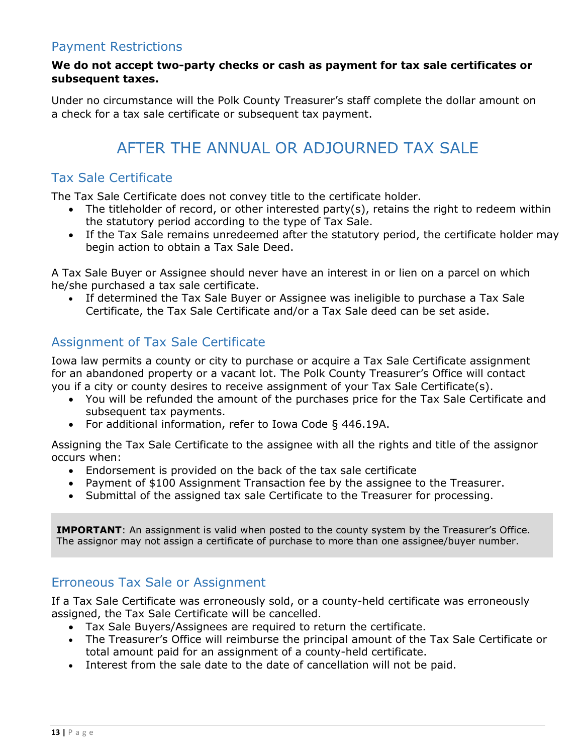### Payment Restrictions

**We do not accept two-party checks or cash as payment for tax sale certificates or subsequent taxes.**

Under no circumstance will the Polk County Treasurer's staff complete the dollar amount on a check for a tax sale certificate or subsequent tax payment.

## AFTER THE ANNUAL OR ADJOURNED TAX SALE

### Tax Sale Certificate

The Tax Sale Certificate does not convey title to the certificate holder.

- The titleholder of record, or other interested party(s), retains the right to redeem within the statutory period according to the type of Tax Sale.
- If the Tax Sale remains unredeemed after the statutory period, the certificate holder may begin action to obtain a Tax Sale Deed.

A Tax Sale Buyer or Assignee should never have an interest in or lien on a parcel on which he/she purchased a tax sale certificate.

- If determined the Tax Sale Buyer or Assignee was ineligible to purchase a Tax Sale Certificate, the Tax Sale Certificate and/or a Tax Sale deed can be set aside.

### Assignment of Tax Sale Certificate

Iowa law permits a county or city to purchase or acquire a Tax Sale Certificate assignment for an abandoned property or a vacant lot. The Polk County Treasurer's Office will contact you if a city or county desires to receive assignment of your Tax Sale Certificate(s).

- You will be refunded the amount of the purchases price for the Tax Sale Certificate and subsequent tax payments.
- For additional information, refer to Iowa Code § 446.19A.

Assigning the Tax Sale Certificate to the assignee with all the rights and title of the assignor occurs when:

- Endorsement is provided on the back of the tax sale certificate
- Payment of $100 Assignment Transaction fee by the assignee to the Treasurer.
- Submittal of the assigned tax sale Certificate to the Treasurer for processing.

**IMPORTANT**: An assignment is valid when posted to the county system by the Treasurer's Office. The assignor may not assign a certificate of purchase to more than one assignee/buyer number.

### Erroneous Tax Sale or Assignment

If a Tax Sale Certificate was erroneously sold, or a county-held certificate was erroneously assigned, the Tax Sale Certificate will be cancelled.

- Tax Sale Buyers/Assignees are required to return the certificate.
- The Treasurer's Office will reimburse the principal amount of the Tax Sale Certificate or total amount paid for an assignment of a county-held certificate.
- Interest from the sale date to the date of cancellation will not be paid.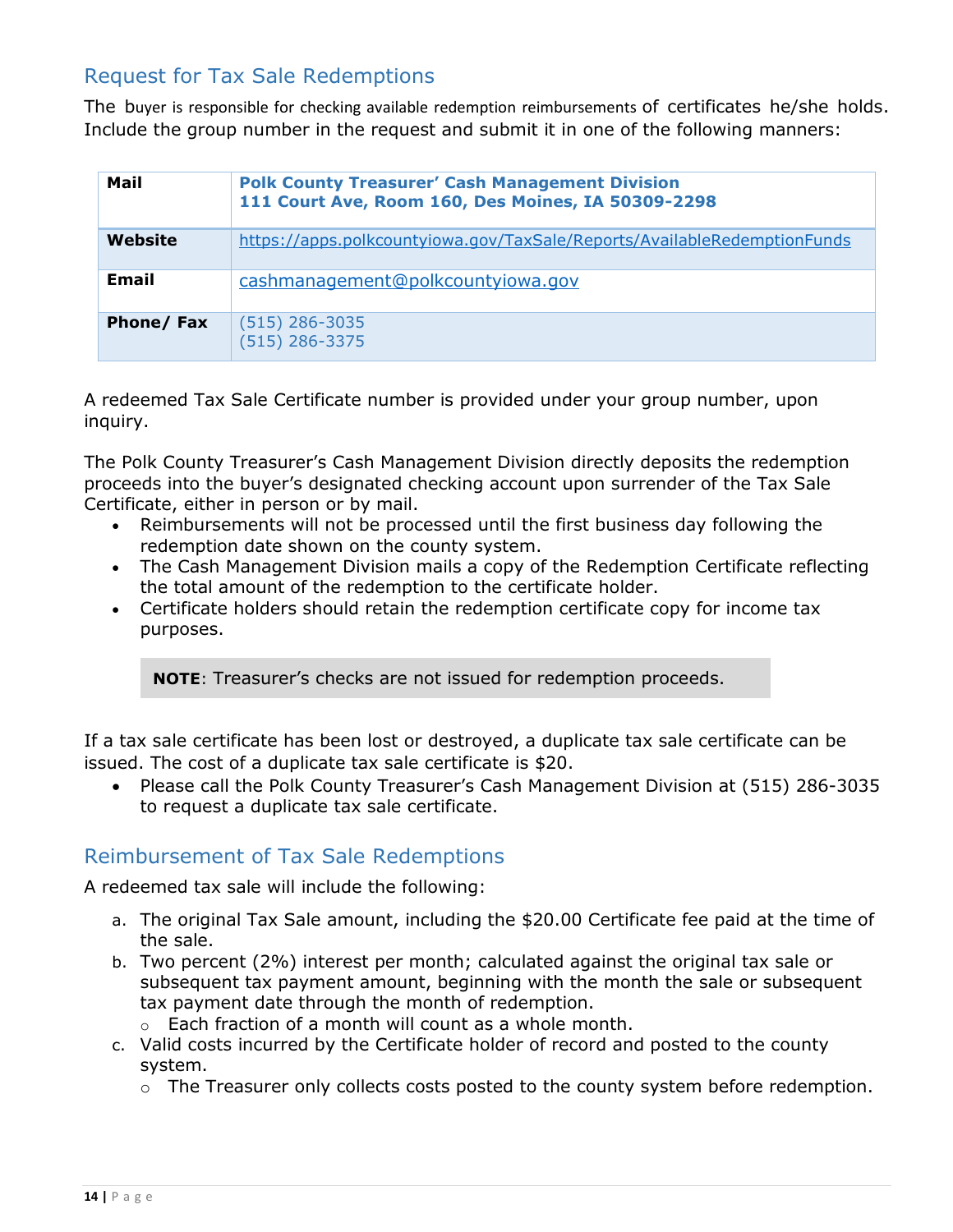## Request for Tax Sale Redemptions

The buyer is responsible for checking available redemption reimbursements of certificates he/she holds. Include the group number in the request and submit it in one of the following manners:

| | |
|---|---|
| **Mail** | **Polk County Treasurer' Cash Management Division**<br>**111 Court Ave, Room 160, Des Moines, IA 50309-2298** |
| **Website** | https://apps.polkcountyiowa.gov/TaxSale/Reports/AvailableRedemptionFunds |
| **Email** | cashmanagement@polkcountyiowa.gov |
| **Phone/ Fax** | (515) 286-3035<br>(515) 286-3375 |

A redeemed Tax Sale Certificate number is provided under your group number, upon inquiry.

The Polk County Treasurer's Cash Management Division directly deposits the redemption proceeds into the buyer's designated checking account upon surrender of the Tax Sale Certificate, either in person or by mail.

- Reimbursements will not be processed until the first business day following the redemption date shown on the county system.
- The Cash Management Division mails a copy of the Redemption Certificate reflecting the total amount of the redemption to the certificate holder.
- Certificate holders should retain the redemption certificate copy for income tax purposes.

> **NOTE**: Treasurer's checks are not issued for redemption proceeds.

If a tax sale certificate has been lost or destroyed, a duplicate tax sale certificate can be issued. The cost of a duplicate tax sale certificate is $20.

- Please call the Polk County Treasurer's Cash Management Division at (515) 286-3035 to request a duplicate tax sale certificate.

## Reimbursement of Tax Sale Redemptions

A redeemed tax sale will include the following:

a. The original Tax Sale amount, including the $20.00 Certificate fee paid at the time of the sale.
b. Two percent (2%) interest per month; calculated against the original tax sale or subsequent tax payment amount, beginning with the month the sale or subsequent tax payment date through the month of redemption.
    - Each fraction of a month will count as a whole month.
c. Valid costs incurred by the Certificate holder of record and posted to the county system.
    - The Treasurer only collects costs posted to the county system before redemption.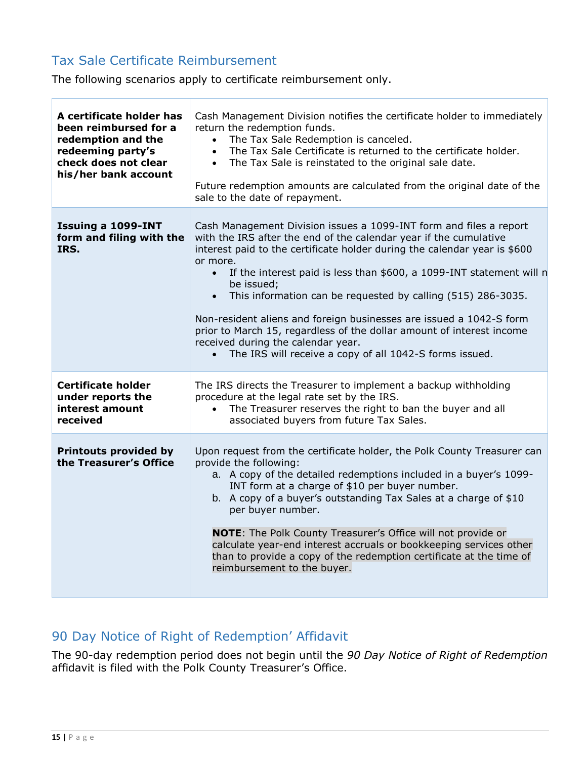## Tax Sale Certificate Reimbursement

The following scenarios apply to certificate reimbursement only.

| | |
|---|---|
| **A certificate holder has been reimbursed for a redemption and the redeeming party's check does not clear his/her bank account** | Cash Management Division notifies the certificate holder to immediately return the redemption funds.<br>• The Tax Sale Redemption is canceled.<br>• The Tax Sale Certificate is returned to the certificate holder.<br>• The Tax Sale is reinstated to the original sale date.<br><br>Future redemption amounts are calculated from the original date of the sale to the date of repayment. |
| **Issuing a 1099-INT form and filing with the IRS.** | Cash Management Division issues a 1099-INT form and files a report with the IRS after the end of the calendar year if the cumulative interest paid to the certificate holder during the calendar year is $600 or more.<br>• If the interest paid is less than $600, a 1099-INT statement will n be issued;<br>• This information can be requested by calling (515) 286-3035.<br><br>Non-resident aliens and foreign businesses are issued a 1042-S form prior to March 15, regardless of the dollar amount of interest income received during the calendar year.<br>• The IRS will receive a copy of all 1042-S forms issued. |
| **Certificate holder under reports the interest amount received** | The IRS directs the Treasurer to implement a backup withholding procedure at the legal rate set by the IRS.<br>• The Treasurer reserves the right to ban the buyer and all associated buyers from future Tax Sales. |
| **Printouts provided by the Treasurer's Office** | Upon request from the certificate holder, the Polk County Treasurer can provide the following:<br>a. A copy of the detailed redemptions included in a buyer's 1099-INT form at a charge of $10 per buyer number.<br>b. A copy of a buyer's outstanding Tax Sales at a charge of $10 per buyer number.<br><br>**NOTE**: The Polk County Treasurer's Office will not provide or calculate year-end interest accruals or bookkeeping services other than to provide a copy of the redemption certificate at the time of reimbursement to the buyer. |

## 90 Day Notice of Right of Redemption' Affidavit

The 90-day redemption period does not begin until the *90 Day Notice of Right of Redemption* affidavit is filed with the Polk County Treasurer's Office.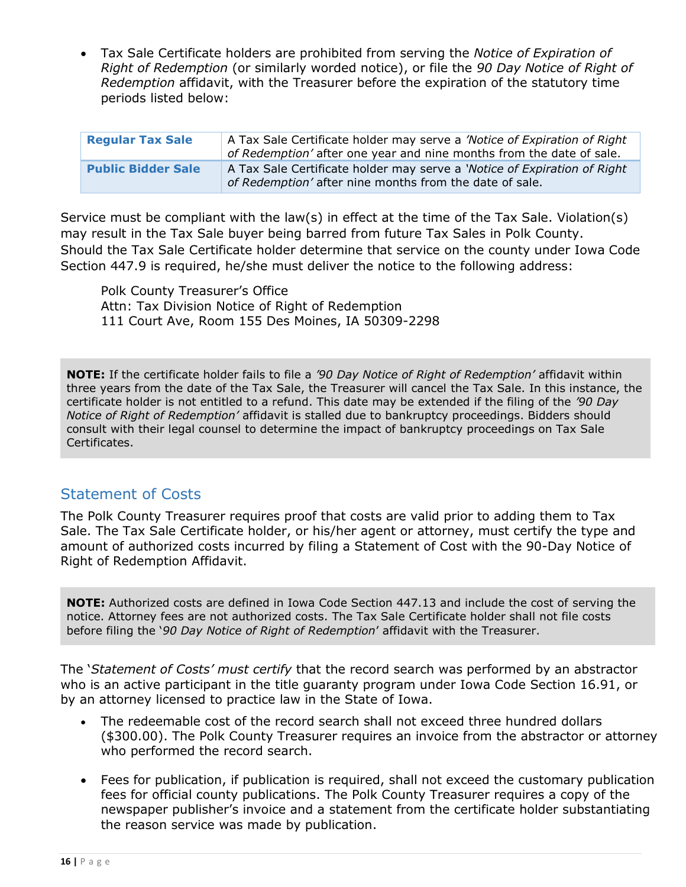- Tax Sale Certificate holders are prohibited from serving the *Notice of Expiration of Right of Redemption* (or similarly worded notice), or file the *90 Day Notice of Right of Redemption* affidavit, with the Treasurer before the expiration of the statutory time periods listed below:

| | |
|---|---|
| **Regular Tax Sale** | A Tax Sale Certificate holder may serve a *'Notice of Expiration of Right of Redemption'* after one year and nine months from the date of sale. |
| **Public Bidder Sale** | A Tax Sale Certificate holder may serve a *'Notice of Expiration of Right of Redemption'* after nine months from the date of sale. |

Service must be compliant with the law(s) in effect at the time of the Tax Sale. Violation(s) may result in the Tax Sale buyer being barred from future Tax Sales in Polk County. Should the Tax Sale Certificate holder determine that service on the county under Iowa Code Section 447.9 is required, he/she must deliver the notice to the following address:

Polk County Treasurer's Office
Attn: Tax Division Notice of Right of Redemption
111 Court Ave, Room 155 Des Moines, IA 50309-2298

**NOTE:** If the certificate holder fails to file a *'90 Day Notice of Right of Redemption'* affidavit within three years from the date of the Tax Sale, the Treasurer will cancel the Tax Sale. In this instance, the certificate holder is not entitled to a refund. This date may be extended if the filing of the *'90 Day Notice of Right of Redemption'* affidavit is stalled due to bankruptcy proceedings. Bidders should consult with their legal counsel to determine the impact of bankruptcy proceedings on Tax Sale Certificates.

## Statement of Costs

The Polk County Treasurer requires proof that costs are valid prior to adding them to Tax Sale. The Tax Sale Certificate holder, or his/her agent or attorney, must certify the type and amount of authorized costs incurred by filing a Statement of Cost with the 90-Day Notice of Right of Redemption Affidavit.

**NOTE:** Authorized costs are defined in Iowa Code Section 447.13 and include the cost of serving the notice. Attorney fees are not authorized costs. The Tax Sale Certificate holder shall not file costs before filing the '*90 Day Notice of Right of Redemption*' affidavit with the Treasurer.

The '*Statement of Costs' must certify* that the record search was performed by an abstractor who is an active participant in the title guaranty program under Iowa Code Section 16.91, or by an attorney licensed to practice law in the State of Iowa.

- The redeemable cost of the record search shall not exceed three hundred dollars ($300.00). The Polk County Treasurer requires an invoice from the abstractor or attorney who performed the record search.

- Fees for publication, if publication is required, shall not exceed the customary publication fees for official county publications. The Polk County Treasurer requires a copy of the newspaper publisher's invoice and a statement from the certificate holder substantiating the reason service was made by publication.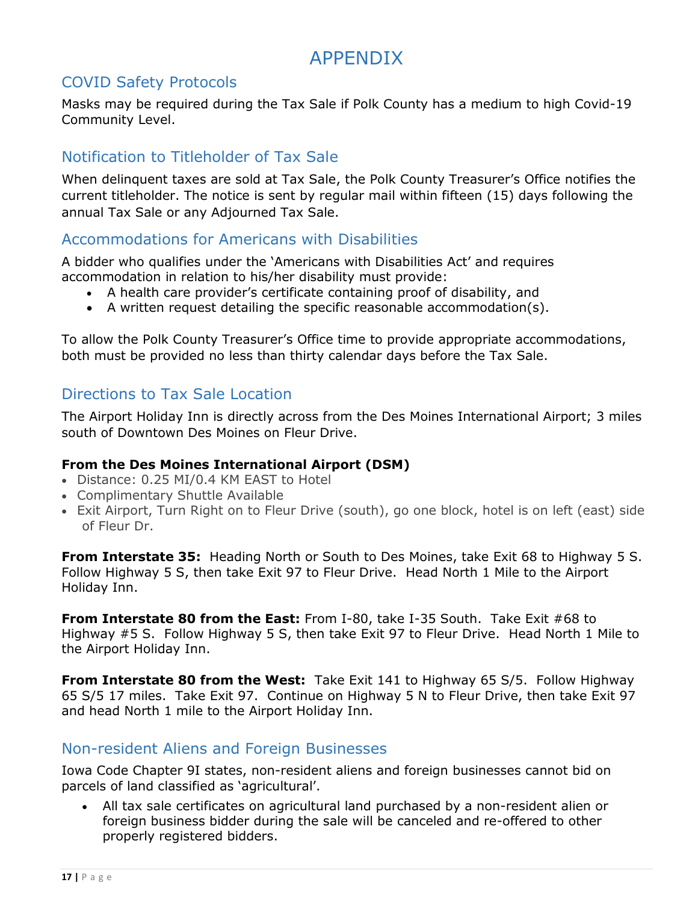# APPENDIX

## COVID Safety Protocols

Masks may be required during the Tax Sale if Polk County has a medium to high Covid-19 Community Level.

## Notification to Titleholder of Tax Sale

When delinquent taxes are sold at Tax Sale, the Polk County Treasurer's Office notifies the current titleholder. The notice is sent by regular mail within fifteen (15) days following the annual Tax Sale or any Adjourned Tax Sale.

## Accommodations for Americans with Disabilities

A bidder who qualifies under the 'Americans with Disabilities Act' and requires accommodation in relation to his/her disability must provide:

- A health care provider's certificate containing proof of disability, and
- A written request detailing the specific reasonable accommodation(s).

To allow the Polk County Treasurer's Office time to provide appropriate accommodations, both must be provided no less than thirty calendar days before the Tax Sale.

## Directions to Tax Sale Location

The Airport Holiday Inn is directly across from the Des Moines International Airport; 3 miles south of Downtown Des Moines on Fleur Drive.

**From the Des Moines International Airport (DSM)**

- Distance: 0.25 MI/0.4 KM EAST to Hotel
- Complimentary Shuttle Available
- Exit Airport, Turn Right on to Fleur Drive (south), go one block, hotel is on left (east) side of Fleur Dr.

**From Interstate 35:** Heading North or South to Des Moines, take Exit 68 to Highway 5 S. Follow Highway 5 S, then take Exit 97 to Fleur Drive. Head North 1 Mile to the Airport Holiday Inn.

**From Interstate 80 from the East:** From I-80, take I-35 South. Take Exit #68 to Highway #5 S. Follow Highway 5 S, then take Exit 97 to Fleur Drive. Head North 1 Mile to the Airport Holiday Inn.

**From Interstate 80 from the West:** Take Exit 141 to Highway 65 S/5. Follow Highway 65 S/5 17 miles. Take Exit 97. Continue on Highway 5 N to Fleur Drive, then take Exit 97 and head North 1 mile to the Airport Holiday Inn.

## Non-resident Aliens and Foreign Businesses

Iowa Code Chapter 9I states, non-resident aliens and foreign businesses cannot bid on parcels of land classified as 'agricultural'.

- All tax sale certificates on agricultural land purchased by a non-resident alien or foreign business bidder during the sale will be canceled and re-offered to other properly registered bidders.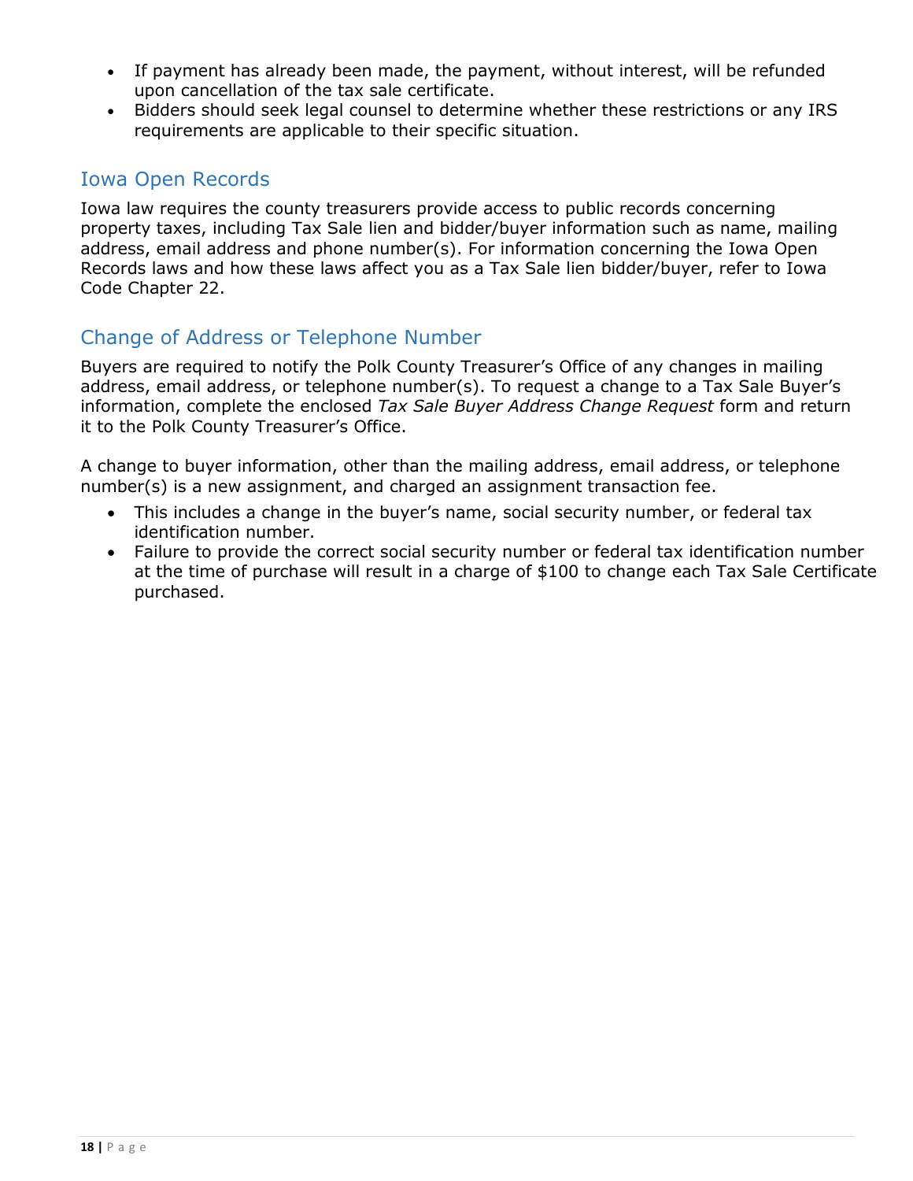- If payment has already been made, the payment, without interest, will be refunded upon cancellation of the tax sale certificate.
- Bidders should seek legal counsel to determine whether these restrictions or any IRS requirements are applicable to their specific situation.

## Iowa Open Records

Iowa law requires the county treasurers provide access to public records concerning property taxes, including Tax Sale lien and bidder/buyer information such as name, mailing address, email address and phone number(s). For information concerning the Iowa Open Records laws and how these laws affect you as a Tax Sale lien bidder/buyer, refer to Iowa Code Chapter 22.

## Change of Address or Telephone Number

Buyers are required to notify the Polk County Treasurer's Office of any changes in mailing address, email address, or telephone number(s). To request a change to a Tax Sale Buyer's information, complete the enclosed *Tax Sale Buyer Address Change Request* form and return it to the Polk County Treasurer's Office.

A change to buyer information, other than the mailing address, email address, or telephone number(s) is a new assignment, and charged an assignment transaction fee.

- This includes a change in the buyer's name, social security number, or federal tax identification number.
- Failure to provide the correct social security number or federal tax identification number at the time of purchase will result in a charge of $100 to change each Tax Sale Certificate purchased.